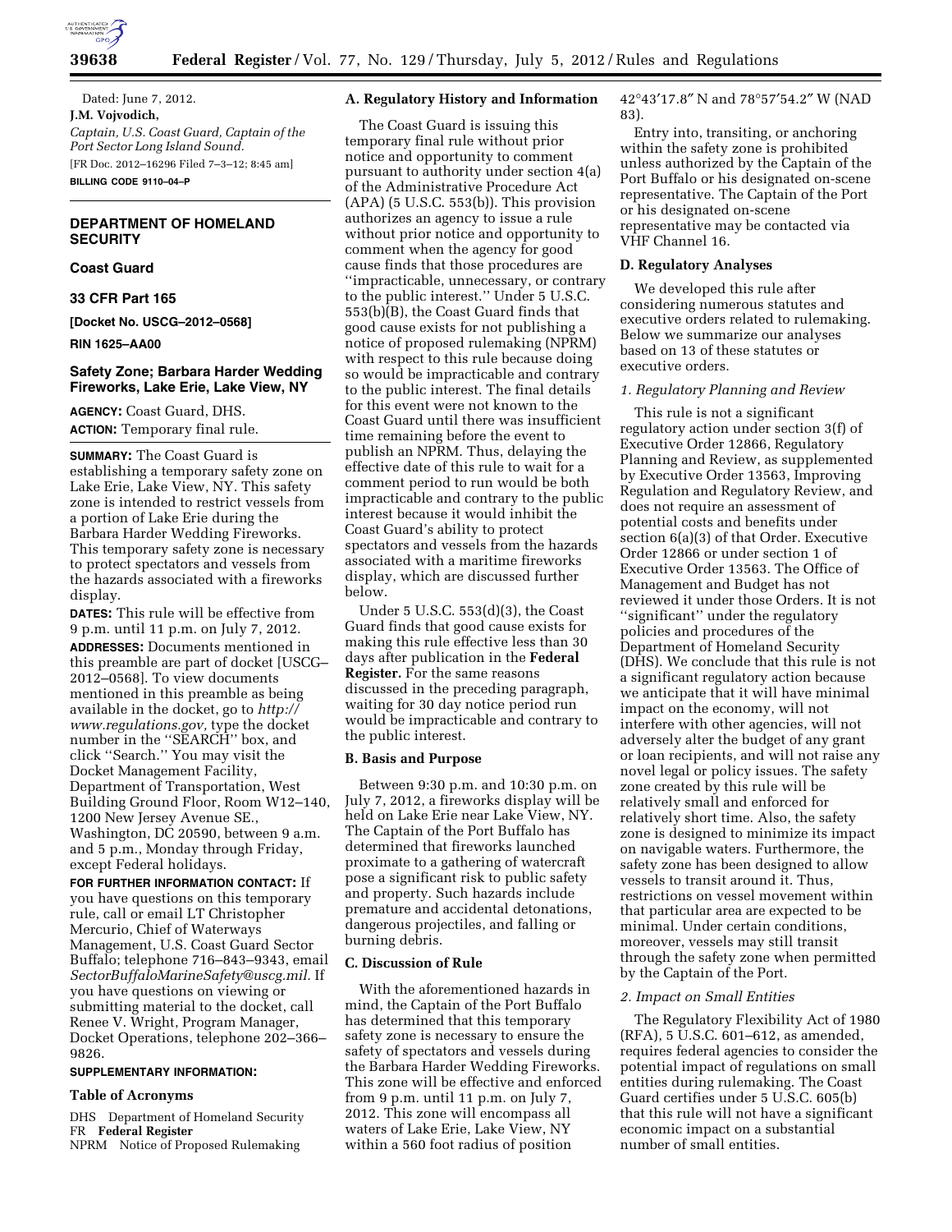Dated: June 7, 2012.

**J.M. Vojvodich,**

*Captain, U.S. Coast Guard, Captain of the Port Sector Long Island Sound.*

[FR Doc. 2012–16296 Filed 7–3–12; 8:45 am]

**BILLING CODE 9110–04–P**

## DEPARTMENT OF HOMELAND SECURITY

### Coast Guard

### 33 CFR Part 165

**[Docket No. USCG–2012–0568]**

**RIN 1625–AA00**

### Safety Zone; Barbara Harder Wedding Fireworks, Lake Erie, Lake View, NY

**AGENCY:** Coast Guard, DHS.

**ACTION:** Temporary final rule.

**SUMMARY:** The Coast Guard is establishing a temporary safety zone on Lake Erie, Lake View, NY. This safety zone is intended to restrict vessels from a portion of Lake Erie during the Barbara Harder Wedding Fireworks. This temporary safety zone is necessary to protect spectators and vessels from the hazards associated with a fireworks display.

**DATES:** This rule will be effective from 9 p.m. until 11 p.m. on July 7, 2012.

**ADDRESSES:** Documents mentioned in this preamble are part of docket [USCG–2012–0568]. To view documents mentioned in this preamble as being available in the docket, go to *http://www.regulations.gov,* type the docket number in the ''SEARCH'' box, and click ''Search.'' You may visit the Docket Management Facility, Department of Transportation, West Building Ground Floor, Room W12–140, 1200 New Jersey Avenue SE., Washington, DC 20590, between 9 a.m. and 5 p.m., Monday through Friday, except Federal holidays.

**FOR FURTHER INFORMATION CONTACT:** If you have questions on this temporary rule, call or email LT Christopher Mercurio, Chief of Waterways Management, U.S. Coast Guard Sector Buffalo; telephone 716–843–9343, email *SectorBuffaloMarineSafety@uscg.mil.* If you have questions on viewing or submitting material to the docket, call Renee V. Wright, Program Manager, Docket Operations, telephone 202–366–9826.

**SUPPLEMENTARY INFORMATION:**

### Table of Acronyms

DHS Department of Homeland Security
FR **Federal Register**
NPRM Notice of Proposed Rulemaking

### A. Regulatory History and Information

The Coast Guard is issuing this temporary final rule without prior notice and opportunity to comment pursuant to authority under section 4(a) of the Administrative Procedure Act (APA) (5 U.S.C. 553(b)). This provision authorizes an agency to issue a rule without prior notice and opportunity to comment when the agency for good cause finds that those procedures are ''impracticable, unnecessary, or contrary to the public interest.'' Under 5 U.S.C. 553(b)(B), the Coast Guard finds that good cause exists for not publishing a notice of proposed rulemaking (NPRM) with respect to this rule because doing so would be impracticable and contrary to the public interest. The final details for this event were not known to the Coast Guard until there was insufficient time remaining before the event to publish an NPRM. Thus, delaying the effective date of this rule to wait for a comment period to run would be both impracticable and contrary to the public interest because it would inhibit the Coast Guard's ability to protect spectators and vessels from the hazards associated with a maritime fireworks display, which are discussed further below.

Under 5 U.S.C. 553(d)(3), the Coast Guard finds that good cause exists for making this rule effective less than 30 days after publication in the **Federal Register.** For the same reasons discussed in the preceding paragraph, waiting for 30 day notice period run would be impracticable and contrary to the public interest.

### B. Basis and Purpose

Between 9:30 p.m. and 10:30 p.m. on July 7, 2012, a fireworks display will be held on Lake Erie near Lake View, NY. The Captain of the Port Buffalo has determined that fireworks launched proximate to a gathering of watercraft pose a significant risk to public safety and property. Such hazards include premature and accidental detonations, dangerous projectiles, and falling or burning debris.

### C. Discussion of Rule

With the aforementioned hazards in mind, the Captain of the Port Buffalo has determined that this temporary safety zone is necessary to ensure the safety of spectators and vessels during the Barbara Harder Wedding Fireworks. This zone will be effective and enforced from 9 p.m. until 11 p.m. on July 7, 2012. This zone will encompass all waters of Lake Erie, Lake View, NY within a 560 foot radius of position 42°43′17.8″ N and 78°57′54.2″ W (NAD 83).

Entry into, transiting, or anchoring within the safety zone is prohibited unless authorized by the Captain of the Port Buffalo or his designated on-scene representative. The Captain of the Port or his designated on-scene representative may be contacted via VHF Channel 16.

### D. Regulatory Analyses

We developed this rule after considering numerous statutes and executive orders related to rulemaking. Below we summarize our analyses based on 13 of these statutes or executive orders.

#### *1. Regulatory Planning and Review*

This rule is not a significant regulatory action under section 3(f) of Executive Order 12866, Regulatory Planning and Review, as supplemented by Executive Order 13563, Improving Regulation and Regulatory Review, and does not require an assessment of potential costs and benefits under section 6(a)(3) of that Order. Executive Order 12866 or under section 1 of Executive Order 13563. The Office of Management and Budget has not reviewed it under those Orders. It is not ''significant'' under the regulatory policies and procedures of the Department of Homeland Security (DHS). We conclude that this rule is not a significant regulatory action because we anticipate that it will have minimal impact on the economy, will not interfere with other agencies, will not adversely alter the budget of any grant or loan recipients, and will not raise any novel legal or policy issues. The safety zone created by this rule will be relatively small and enforced for relatively short time. Also, the safety zone is designed to minimize its impact on navigable waters. Furthermore, the safety zone has been designed to allow vessels to transit around it. Thus, restrictions on vessel movement within that particular area are expected to be minimal. Under certain conditions, moreover, vessels may still transit through the safety zone when permitted by the Captain of the Port.

#### *2. Impact on Small Entities*

The Regulatory Flexibility Act of 1980 (RFA), 5 U.S.C. 601–612, as amended, requires federal agencies to consider the potential impact of regulations on small entities during rulemaking. The Coast Guard certifies under 5 U.S.C. 605(b) that this rule will not have a significant economic impact on a substantial number of small entities.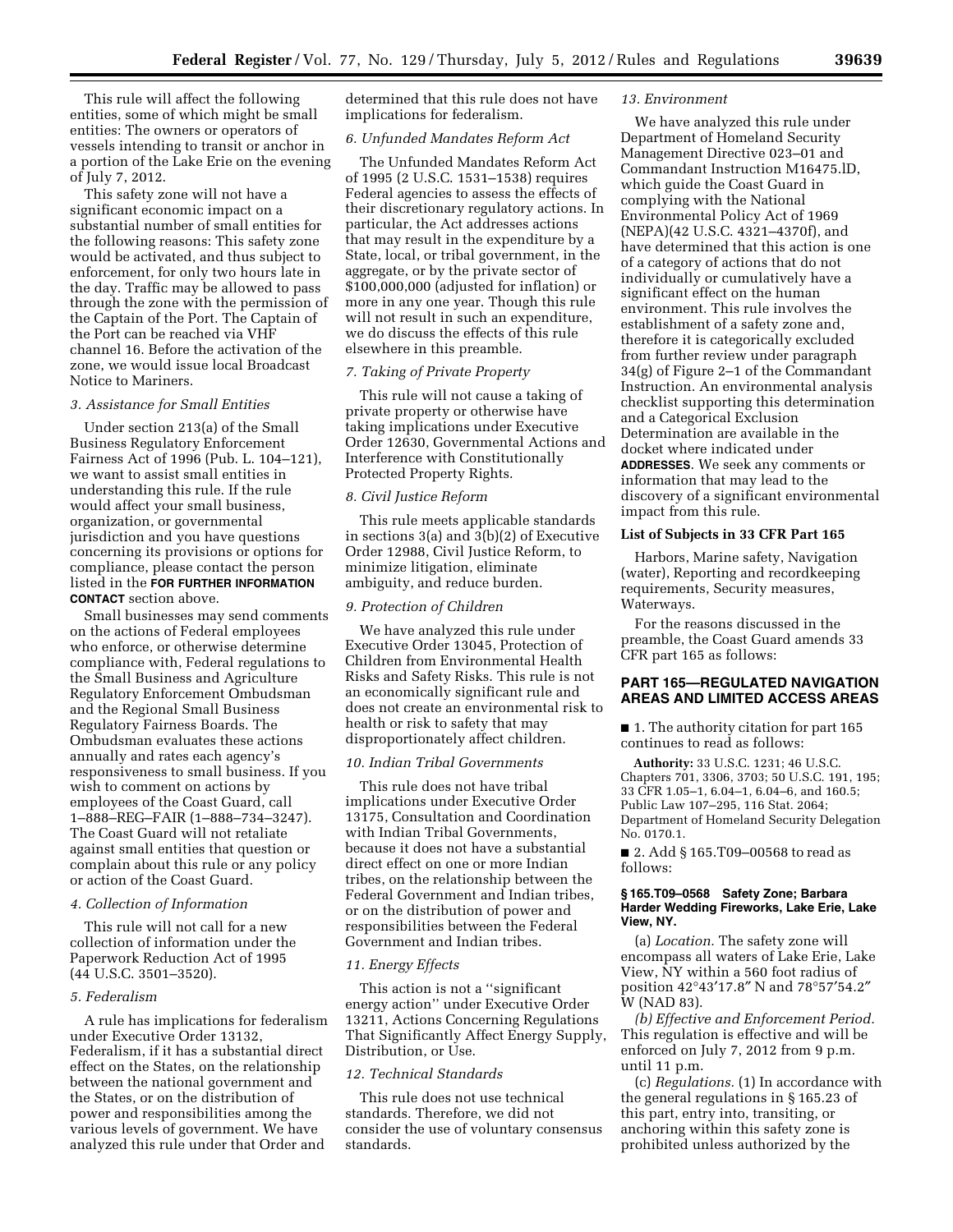This rule will affect the following entities, some of which might be small entities: The owners or operators of vessels intending to transit or anchor in a portion of the Lake Erie on the evening of July 7, 2012.

This safety zone will not have a significant economic impact on a substantial number of small entities for the following reasons: This safety zone would be activated, and thus subject to enforcement, for only two hours late in the day. Traffic may be allowed to pass through the zone with the permission of the Captain of the Port. The Captain of the Port can be reached via VHF channel 16. Before the activation of the zone, we would issue local Broadcast Notice to Mariners.

### *3. Assistance for Small Entities*

Under section 213(a) of the Small Business Regulatory Enforcement Fairness Act of 1996 (Pub. L. 104–121), we want to assist small entities in understanding this rule. If the rule would affect your small business, organization, or governmental jurisdiction and you have questions concerning its provisions or options for compliance, please contact the person listed in the **FOR FURTHER INFORMATION CONTACT** section above.

Small businesses may send comments on the actions of Federal employees who enforce, or otherwise determine compliance with, Federal regulations to the Small Business and Agriculture Regulatory Enforcement Ombudsman and the Regional Small Business Regulatory Fairness Boards. The Ombudsman evaluates these actions annually and rates each agency's responsiveness to small business. If you wish to comment on actions by employees of the Coast Guard, call 1–888–REG–FAIR (1–888–734–3247). The Coast Guard will not retaliate against small entities that question or complain about this rule or any policy or action of the Coast Guard.

### *4. Collection of Information*

This rule will not call for a new collection of information under the Paperwork Reduction Act of 1995 (44 U.S.C. 3501–3520).

### *5. Federalism*

A rule has implications for federalism under Executive Order 13132, Federalism, if it has a substantial direct effect on the States, on the relationship between the national government and the States, or on the distribution of power and responsibilities among the various levels of government. We have analyzed this rule under that Order and determined that this rule does not have implications for federalism.

### *6. Unfunded Mandates Reform Act*

The Unfunded Mandates Reform Act of 1995 (2 U.S.C. 1531–1538) requires Federal agencies to assess the effects of their discretionary regulatory actions. In particular, the Act addresses actions that may result in the expenditure by a State, local, or tribal government, in the aggregate, or by the private sector of $100,000,000 (adjusted for inflation) or more in any one year. Though this rule will not result in such an expenditure, we do discuss the effects of this rule elsewhere in this preamble.

### *7. Taking of Private Property*

This rule will not cause a taking of private property or otherwise have taking implications under Executive Order 12630, Governmental Actions and Interference with Constitutionally Protected Property Rights.

### *8. Civil Justice Reform*

This rule meets applicable standards in sections 3(a) and 3(b)(2) of Executive Order 12988, Civil Justice Reform, to minimize litigation, eliminate ambiguity, and reduce burden.

### *9. Protection of Children*

We have analyzed this rule under Executive Order 13045, Protection of Children from Environmental Health Risks and Safety Risks. This rule is not an economically significant rule and does not create an environmental risk to health or risk to safety that may disproportionately affect children.

### *10. Indian Tribal Governments*

This rule does not have tribal implications under Executive Order 13175, Consultation and Coordination with Indian Tribal Governments, because it does not have a substantial direct effect on one or more Indian tribes, on the relationship between the Federal Government and Indian tribes, or on the distribution of power and responsibilities between the Federal Government and Indian tribes.

### *11. Energy Effects*

This action is not a ''significant energy action'' under Executive Order 13211, Actions Concerning Regulations That Significantly Affect Energy Supply, Distribution, or Use.

### *12. Technical Standards*

This rule does not use technical standards. Therefore, we did not consider the use of voluntary consensus standards.

### *13. Environment*

We have analyzed this rule under Department of Homeland Security Management Directive 023–01 and Commandant Instruction M16475.lD, which guide the Coast Guard in complying with the National Environmental Policy Act of 1969 (NEPA)(42 U.S.C. 4321–4370f), and have determined that this action is one of a category of actions that do not individually or cumulatively have a significant effect on the human environment. This rule involves the establishment of a safety zone and, therefore it is categorically excluded from further review under paragraph 34(g) of Figure 2–1 of the Commandant Instruction. An environmental analysis checklist supporting this determination and a Categorical Exclusion Determination are available in the docket where indicated under **ADDRESSES**. We seek any comments or information that may lead to the discovery of a significant environmental impact from this rule.

**List of Subjects in 33 CFR Part 165**

Harbors, Marine safety, Navigation (water), Reporting and recordkeeping requirements, Security measures, Waterways.

For the reasons discussed in the preamble, the Coast Guard amends 33 CFR part 165 as follows:

## PART 165—REGULATED NAVIGATION AREAS AND LIMITED ACCESS AREAS

■ 1. The authority citation for part 165 continues to read as follows:

**Authority:** 33 U.S.C. 1231; 46 U.S.C. Chapters 701, 3306, 3703; 50 U.S.C. 191, 195; 33 CFR 1.05–1, 6.04–1, 6.04–6, and 160.5; Public Law 107–295, 116 Stat. 2064; Department of Homeland Security Delegation No. 0170.1.

■ 2. Add § 165.T09–00568 to read as follows:

**§ 165.T09–0568 Safety Zone; Barbara Harder Wedding Fireworks, Lake Erie, Lake View, NY.**

(a) *Location.* The safety zone will encompass all waters of Lake Erie, Lake View, NY within a 560 foot radius of position 42°43′17.8″ N and 78°57′54.2″ W (NAD 83).

*(b) Effective and Enforcement Period.* This regulation is effective and will be enforced on July 7, 2012 from 9 p.m. until 11 p.m.

(c) *Regulations.* (1) In accordance with the general regulations in § 165.23 of this part, entry into, transiting, or anchoring within this safety zone is prohibited unless authorized by the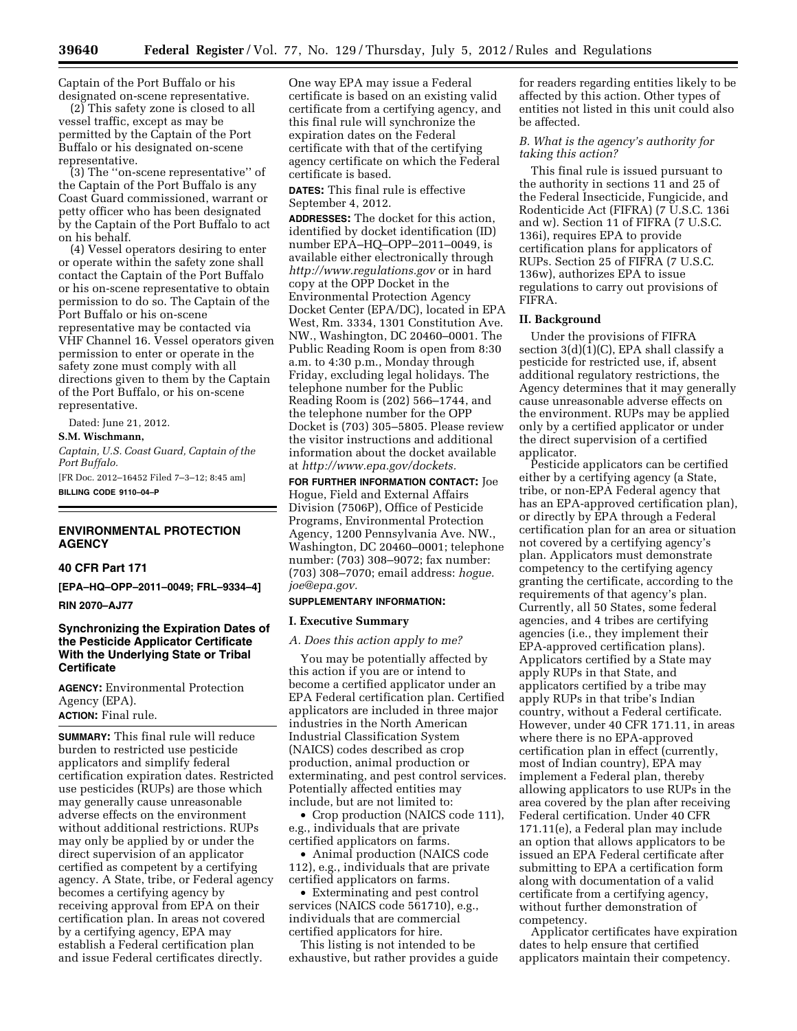Captain of the Port Buffalo or his designated on-scene representative.

(2) This safety zone is closed to all vessel traffic, except as may be permitted by the Captain of the Port Buffalo or his designated on-scene representative.

(3) The ''on-scene representative'' of the Captain of the Port Buffalo is any Coast Guard commissioned, warrant or petty officer who has been designated by the Captain of the Port Buffalo to act on his behalf.

(4) Vessel operators desiring to enter or operate within the safety zone shall contact the Captain of the Port Buffalo or his on-scene representative to obtain permission to do so. The Captain of the Port Buffalo or his on-scene representative may be contacted via VHF Channel 16. Vessel operators given permission to enter or operate in the safety zone must comply with all directions given to them by the Captain of the Port Buffalo, or his on-scene representative.

Dated: June 21, 2012.

**S.M. Wischmann,**

*Captain, U.S. Coast Guard, Captain of the Port Buffalo.*

[FR Doc. 2012–16452 Filed 7–3–12; 8:45 am]

**BILLING CODE 9110–04–P**

## ENVIRONMENTAL PROTECTION AGENCY

### 40 CFR Part 171

**[EPA–HQ–OPP–2011–0049; FRL–9334–4]**

**RIN 2070–AJ77**

### Synchronizing the Expiration Dates of the Pesticide Applicator Certificate With the Underlying State or Tribal Certificate

**AGENCY:** Environmental Protection Agency (EPA).

**ACTION:** Final rule.

**SUMMARY:** This final rule will reduce burden to restricted use pesticide applicators and simplify federal certification expiration dates. Restricted use pesticides (RUPs) are those which may generally cause unreasonable adverse effects on the environment without additional restrictions. RUPs may only be applied by or under the direct supervision of an applicator certified as competent by a certifying agency. A State, tribe, or Federal agency becomes a certifying agency by receiving approval from EPA on their certification plan. In areas not covered by a certifying agency, EPA may establish a Federal certification plan and issue Federal certificates directly. One way EPA may issue a Federal certificate is based on an existing valid certificate from a certifying agency, and this final rule will synchronize the expiration dates on the Federal certificate with that of the certifying agency certificate on which the Federal certificate is based.

**DATES:** This final rule is effective September 4, 2012.

**ADDRESSES:** The docket for this action, identified by docket identification (ID) number EPA–HQ–OPP–2011–0049, is available either electronically through *http://www.regulations.gov* or in hard copy at the OPP Docket in the Environmental Protection Agency Docket Center (EPA/DC), located in EPA West, Rm. 3334, 1301 Constitution Ave. NW., Washington, DC 20460–0001. The Public Reading Room is open from 8:30 a.m. to 4:30 p.m., Monday through Friday, excluding legal holidays. The telephone number for the Public Reading Room is (202) 566–1744, and the telephone number for the OPP Docket is (703) 305–5805. Please review the visitor instructions and additional information about the docket available at *http://www.epa.gov/dockets.*

**FOR FURTHER INFORMATION CONTACT:** Joe Hogue, Field and External Affairs Division (7506P), Office of Pesticide Programs, Environmental Protection Agency, 1200 Pennsylvania Ave. NW., Washington, DC 20460–0001; telephone number: (703) 308–9072; fax number: (703) 308–7070; email address: *hogue.joe@epa.gov.*

**SUPPLEMENTARY INFORMATION:**

#### I. Executive Summary

*A. Does this action apply to me?*

You may be potentially affected by this action if you are or intend to become a certified applicator under an EPA Federal certification plan. Certified applicators are included in three major industries in the North American Industrial Classification System (NAICS) codes described as crop production, animal production or exterminating, and pest control services. Potentially affected entities may include, but are not limited to:

- Crop production (NAICS code 111), e.g., individuals that are private certified applicators on farms.
- Animal production (NAICS code 112), e.g., individuals that are private certified applicators on farms.
- Exterminating and pest control services (NAICS code 561710), e.g., individuals that are commercial certified applicators for hire.

This listing is not intended to be exhaustive, but rather provides a guide for readers regarding entities likely to be affected by this action. Other types of entities not listed in this unit could also be affected.

*B. What is the agency's authority for taking this action?*

This final rule is issued pursuant to the authority in sections 11 and 25 of the Federal Insecticide, Fungicide, and Rodenticide Act (FIFRA) (7 U.S.C. 136i and w). Section 11 of FIFRA (7 U.S.C. 136i), requires EPA to provide certification plans for applicators of RUPs. Section 25 of FIFRA (7 U.S.C. 136w), authorizes EPA to issue regulations to carry out provisions of FIFRA.

#### II. Background

Under the provisions of FIFRA section 3(d)(1)(C), EPA shall classify a pesticide for restricted use, if, absent additional regulatory restrictions, the Agency determines that it may generally cause unreasonable adverse effects on the environment. RUPs may be applied only by a certified applicator or under the direct supervision of a certified applicator.

Pesticide applicators can be certified either by a certifying agency (a State, tribe, or non-EPA Federal agency that has an EPA-approved certification plan), or directly by EPA through a Federal certification plan for an area or situation not covered by a certifying agency's plan. Applicators must demonstrate competency to the certifying agency granting the certificate, according to the requirements of that agency's plan. Currently, all 50 States, some federal agencies, and 4 tribes are certifying agencies (i.e., they implement their EPA-approved certification plans). Applicators certified by a State may apply RUPs in that State, and applicators certified by a tribe may apply RUPs in that tribe's Indian country, without a Federal certificate. However, under 40 CFR 171.11, in areas where there is no EPA-approved certification plan in effect (currently, most of Indian country), EPA may implement a Federal plan, thereby allowing applicators to use RUPs in the area covered by the plan after receiving Federal certification. Under 40 CFR 171.11(e), a Federal plan may include an option that allows applicators to be issued an EPA Federal certificate after submitting to EPA a certification form along with documentation of a valid certificate from a certifying agency, without further demonstration of competency.

Applicator certificates have expiration dates to help ensure that certified applicators maintain their competency.